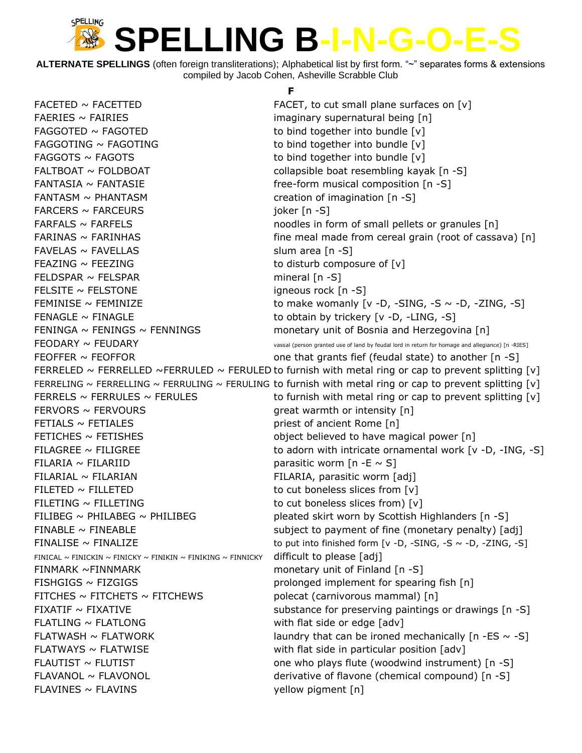# SPELLING B-I-N-G-O-E-S

**ALTERNATE SPELLINGS** (often foreign transliterations); Alphabetical list by first form. "~" separates forms & extensions compiled by Jacob Cohen, Asheville Scrabble Club

## F

| | |
|---|---|
| FACETED ~ FACETTED | FACET, to cut small plane surfaces on [v] |
| FAERIES ~ FAIRIES | imaginary supernatural being [n] |
| FAGGOTED ~ FAGOTED | to bind together into bundle [v] |
| FAGGOTING ~ FAGOTING | to bind together into bundle [v] |
| FAGGOTS ~ FAGOTS | to bind together into bundle [v] |
| FALTBOAT ~ FOLDBOAT | collapsible boat resembling kayak [n -S] |
| FANTASIA ~ FANTASIE | free-form musical composition [n -S] |
| FANTASM ~ PHANTASM | creation of imagination [n -S] |
| FARCERS ~ FARCEURS | joker [n -S] |
| FARFALS ~ FARFELS | noodles in form of small pellets or granules [n] |
| FARINAS ~ FARINHAS | fine meal made from cereal grain (root of cassava) [n] |
| FAVELAS ~ FAVELLAS | slum area [n -S] |
| FEAZING ~ FEEZING | to disturb composure of [v] |
| FELDSPAR ~ FELSPAR | mineral [n -S] |
| FELSITE ~ FELSTONE | igneous rock [n -S] |
| FEMINISE ~ FEMINIZE | to make womanly [v -D, -SING, -S ~ -D, -ZING, -S] |
| FENAGLE ~ FINAGLE | to obtain by trickery [v -D, -LING, -S] |
| FENINGA ~ FENINGS ~ FENNINGS | monetary unit of Bosnia and Herzegovina [n] |
| FEODARY ~ FEUDARY | vassal (person granted use of land by feudal lord in return for homage and allegiance) [n -RIES] |
| FEOFFER ~ FEOFFOR | one that grants fief (feudal state) to another [n -S] |
| FERRELED ~ FERRELLED ~FERRULED ~ FERULED | to furnish with metal ring or cap to prevent splitting [v] |
| FERRELING ~ FERRELLING ~ FERRULING ~ FERULING | to furnish with metal ring or cap to prevent splitting [v] |
| FERRELS ~ FERRULES ~ FERULES | to furnish with metal ring or cap to prevent splitting [v] |
| FERVORS ~ FERVOURS | great warmth or intensity [n] |
| FETIALS ~ FETIALES | priest of ancient Rome [n] |
| FETICHES ~ FETISHES | object believed to have magical power [n] |
| FILAGREE ~ FILIGREE | to adorn with intricate ornamental work [v -D, -ING, -S] |
| FILARIA ~ FILARIID | parasitic worm [n -E ~ S] |
| FILARIAL ~ FILARIAN | FILARIA, parasitic worm [adj] |
| FILETED ~ FILLETED | to cut boneless slices from [v] |
| FILETING ~ FILLETING | to cut boneless slices from) [v] |
| FILIBEG ~ PHILABEG ~ PHILIBEG | pleated skirt worn by Scottish Highlanders [n -S] |
| FINABLE ~ FINEABLE | subject to payment of fine (monetary penalty) [adj] |
| FINALISE ~ FINALIZE | to put into finished form [v -D, -SING, -S ~ -D, -ZING, -S] |
| FINICAL ~ FINICKIN ~ FINICKY ~ FINIKIN ~ FINIKING ~ FINNICKY | difficult to please [adj] |
| FINMARK ~FINNMARK | monetary unit of Finland [n -S] |
| FISHGIGS ~ FIZGIGS | prolonged implement for spearing fish [n] |
| FITCHES ~ FITCHETS ~ FITCHEWS | polecat (carnivorous mammal) [n] |
| FIXATIF ~ FIXATIVE | substance for preserving paintings or drawings [n -S] |
| FLATLING ~ FLATLONG | with flat side or edge [adv] |
| FLATWASH ~ FLATWORK | laundry that can be ironed mechanically [n -ES ~ -S] |
| FLATWAYS ~ FLATWISE | with flat side in particular position [adv] |
| FLAUTIST ~ FLUTIST | one who plays flute (woodwind instrument) [n -S] |
| FLAVANOL ~ FLAVONOL | derivative of flavone (chemical compound) [n -S] |
| FLAVINES ~ FLAVINS | yellow pigment [n] |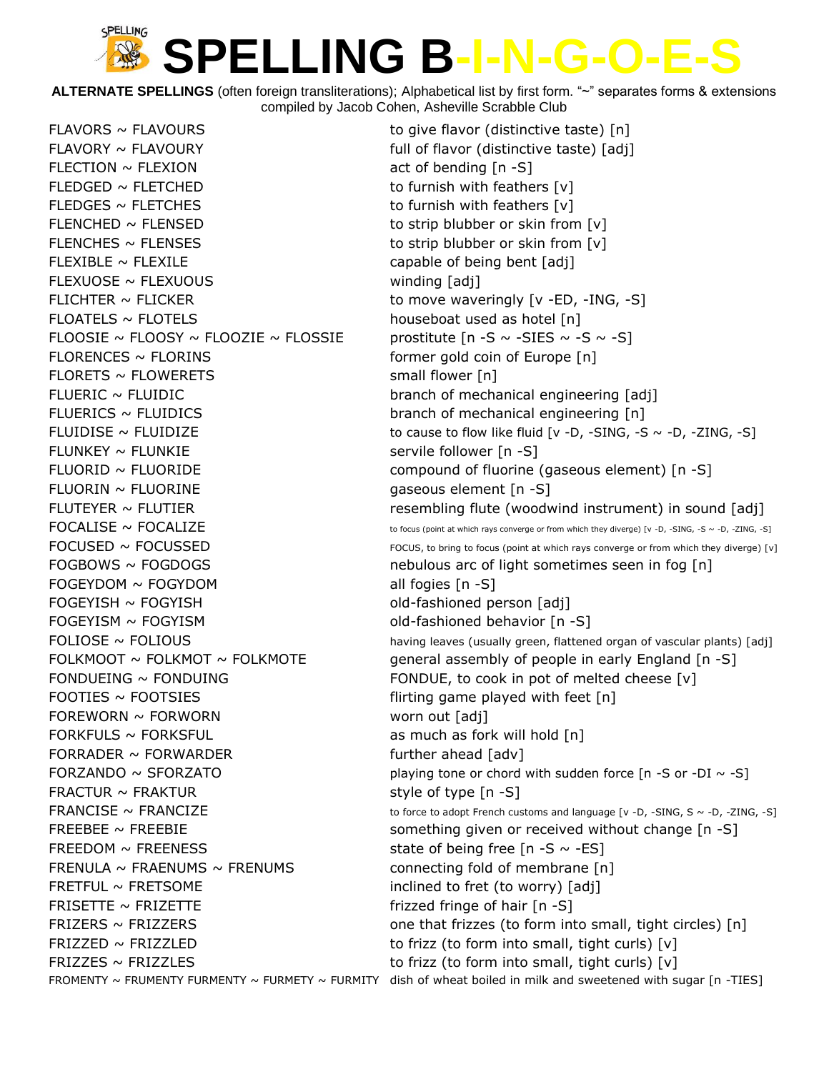# SPELLING B-I-N-G-O-E-S

**ALTERNATE SPELLINGS** (often foreign transliterations); Alphabetical list by first form. "~" separates forms & extensions
compiled by Jacob Cohen, Asheville Scrabble Club

| | |
|---|---|
| FLAVORS ~ FLAVOURS | to give flavor (distinctive taste) [n] |
| FLAVORY ~ FLAVOURY | full of flavor (distinctive taste) [adj] |
| FLECTION ~ FLEXION | act of bending [n -S] |
| FLEDGED ~ FLETCHED | to furnish with feathers [v] |
| FLEDGES ~ FLETCHES | to furnish with feathers [v] |
| FLENCHED ~ FLENSED | to strip blubber or skin from [v] |
| FLENCHES ~ FLENSES | to strip blubber or skin from [v] |
| FLEXIBLE ~ FLEXILE | capable of being bent [adj] |
| FLEXUOSE ~ FLEXUOUS | winding [adj] |
| FLICHTER ~ FLICKER | to move waveringly [v -ED, -ING, -S] |
| FLOATELS ~ FLOTELS | houseboat used as hotel [n] |
| FLOOSIE ~ FLOOSY ~ FLOOZIE ~ FLOSSIE | prostitute [n -S ~ -SIES ~ -S ~ -S] |
| FLORENCES ~ FLORINS | former gold coin of Europe [n] |
| FLORETS ~ FLOWERETS | small flower [n] |
| FLUERIC ~ FLUIDIC | branch of mechanical engineering [adj] |
| FLUERICS ~ FLUIDICS | branch of mechanical engineering [n] |
| FLUIDISE ~ FLUIDIZE | to cause to flow like fluid [v -D, -SING, -S ~ -D, -ZING, -S] |
| FLUNKEY ~ FLUNKIE | servile follower [n -S] |
| FLUORID ~ FLUORIDE | compound of fluorine (gaseous element) [n -S] |
| FLUORIN ~ FLUORINE | gaseous element [n -S] |
| FLUTEYER ~ FLUTIER | resembling flute (woodwind instrument) in sound [adj] |
| FOCALISE ~ FOCALIZE | to focus (point at which rays converge or from which they diverge) [v -D, -SING, -S ~ -D, -ZING, -S] |
| FOCUSED ~ FOCUSSED | FOCUS, to bring to focus (point at which rays converge or from which they diverge) [v] |
| FOGBOWS ~ FOGDOGS | nebulous arc of light sometimes seen in fog [n] |
| FOGEYDOM ~ FOGYDOM | all fogies [n -S] |
| FOGEYISH ~ FOGYISH | old-fashioned person [adj] |
| FOGEYISM ~ FOGYISM | old-fashioned behavior [n -S] |
| FOLIOSE ~ FOLIOUS | having leaves (usually green, flattened organ of vascular plants) [adj] |
| FOLKMOOT ~ FOLKMOT ~ FOLKMOTE | general assembly of people in early England [n -S] |
| FONDUEING ~ FONDUING | FONDUE, to cook in pot of melted cheese [v] |
| FOOTIES ~ FOOTSIES | flirting game played with feet [n] |
| FOREWORN ~ FORWORN | worn out [adj] |
| FORKFULS ~ FORKSFUL | as much as fork will hold [n] |
| FORRADER ~ FORWARDER | further ahead [adv] |
| FORZANDO ~ SFORZATO | playing tone or chord with sudden force [n -S or -DI ~ -S] |
| FRACTUR ~ FRAKTUR | style of type [n -S] |
| FRANCISE ~ FRANCIZE | to force to adopt French customs and language [v -D, -SING, S ~ -D, -ZING, -S] |
| FREEBEE ~ FREEBIE | something given or received without change [n -S] |
| FREEDOM ~ FREENESS | state of being free [n -S ~ -ES] |
| FRENULA ~ FRAENUMS ~ FRENUMS | connecting fold of membrane [n] |
| FRETFUL ~ FRETSOME | inclined to fret (to worry) [adj] |
| FRISETTE ~ FRIZETTE | frizzed fringe of hair [n -S] |
| FRIZERS ~ FRIZZERS | one that frizzes (to form into small, tight circles) [n] |
| FRIZZED ~ FRIZZLED | to frizz (to form into small, tight curls) [v] |
| FRIZZES ~ FRIZZLES | to frizz (to form into small, tight curls) [v] |
| FROMENTY ~ FRUMENTY FURMENTY ~ FURMETY ~ FURMITY | dish of wheat boiled in milk and sweetened with sugar [n -TIES] |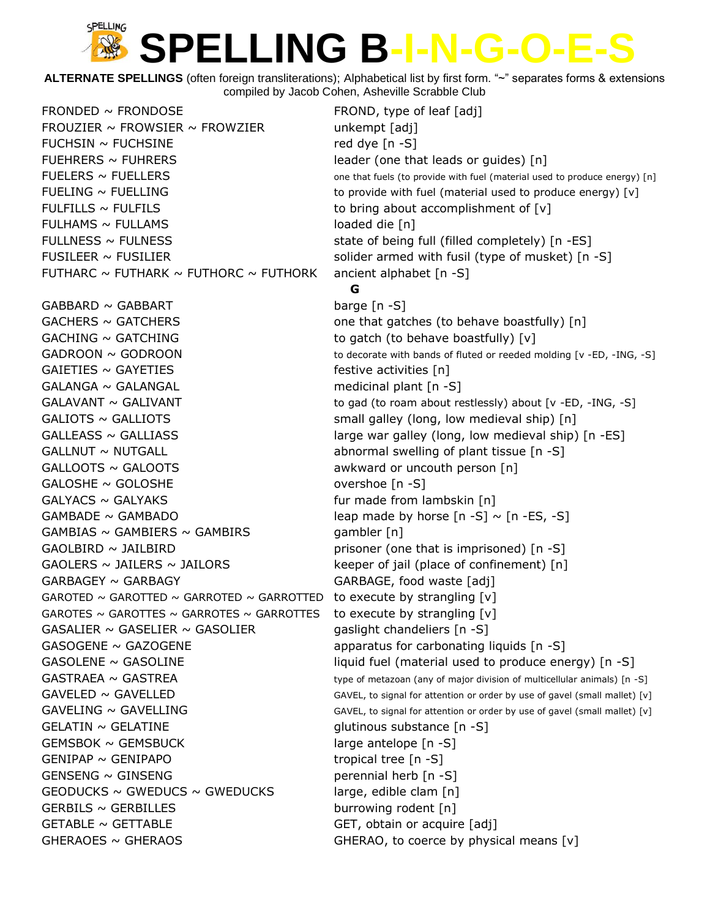# SPELLING B-I-N-G-O-E-S

**ALTERNATE SPELLINGS** (often foreign transliterations); Alphabetical list by first form. "~" separates forms & extensions
compiled by Jacob Cohen, Asheville Scrabble Club

| | |
|---|---|
| FRONDED ~ FRONDOSE | FROND, type of leaf [adj] |
| FROUZIER ~ FROWSIER ~ FROWZIER | unkempt [adj] |
| FUCHSIN ~ FUCHSINE | red dye [n -S] |
| FUEHRERS ~ FUHRERS | leader (one that leads or guides) [n] |
| FUELERS ~ FUELLERS | one that fuels (to provide with fuel (material used to produce energy) [n] |
| FUELING ~ FUELLING | to provide with fuel (material used to produce energy) [v] |
| FULFILLS ~ FULFILS | to bring about accomplishment of [v] |
| FULHAMS ~ FULLAMS | loaded die [n] |
| FULLNESS ~ FULNESS | state of being full (filled completely) [n -ES] |
| FUSILEER ~ FUSILIER | solider armed with fusil (type of musket) [n -S] |
| FUTHARC ~ FUTHARK ~ FUTHORC ~ FUTHORK | ancient alphabet [n -S] |

**G**

| | |
|---|---|
| GABBARD ~ GABBART | barge [n -S] |
| GACHERS ~ GATCHERS | one that gatches (to behave boastfully) [n] |
| GACHING ~ GATCHING | to gatch (to behave boastfully) [v] |
| GADROON ~ GODROON | to decorate with bands of fluted or reeded molding [v -ED, -ING, -S] |
| GAIETIES ~ GAYETIES | festive activities [n] |
| GALANGA ~ GALANGAL | medicinal plant [n -S] |
| GALAVANT ~ GALIVANT | to gad (to roam about restlessly) about [v -ED, -ING, -S] |
| GALIOTS ~ GALLIOTS | small galley (long, low medieval ship) [n] |
| GALLEASS ~ GALLIASS | large war galley (long, low medieval ship) [n -ES] |
| GALLNUT ~ NUTGALL | abnormal swelling of plant tissue [n -S] |
| GALLOOTS ~ GALOOTS | awkward or uncouth person [n] |
| GALOSHE ~ GOLOSHE | overshoe [n -S] |
| GALYACS ~ GALYAKS | fur made from lambskin [n] |
| GAMBADE ~ GAMBADO | leap made by horse [n -S] ~ [n -ES, -S] |
| GAMBIAS ~ GAMBIERS ~ GAMBIRS | gambler [n] |
| GAOLBIRD ~ JAILBIRD | prisoner (one that is imprisoned) [n -S] |
| GAOLERS ~ JAILERS ~ JAILORS | keeper of jail (place of confinement) [n] |
| GARBAGEY ~ GARBAGY | GARBAGE, food waste [adj] |
| GAROTED ~ GAROTTED ~ GARROTED ~ GARROTTED | to execute by strangling [v] |
| GAROTES ~ GAROTTES ~ GARROTES ~ GARROTTES | to execute by strangling [v] |
| GASALIER ~ GASELIER ~ GASOLIER | gaslight chandeliers [n -S] |
| GASOGENE ~ GAZOGENE | apparatus for carbonating liquids [n -S] |
| GASOLENE ~ GASOLINE | liquid fuel (material used to produce energy) [n -S] |
| GASTRAEA ~ GASTREA | type of metazoan (any of major division of multicellular animals) [n -S] |
| GAVELED ~ GAVELLED | GAVEL, to signal for attention or order by use of gavel (small mallet) [v] |
| GAVELING ~ GAVELLING | GAVEL, to signal for attention or order by use of gavel (small mallet) [v] |
| GELATIN ~ GELATINE | glutinous substance [n -S] |
| GEMSBOK ~ GEMSBUCK | large antelope [n -S] |
| GENIPAP ~ GENIPAPO | tropical tree [n -S] |
| GENSENG ~ GINSENG | perennial herb [n -S] |
| GEODUCKS ~ GWEDUCS ~ GWEDUCKS | large, edible clam [n] |
| GERBILS ~ GERBILLES | burrowing rodent [n] |
| GETABLE ~ GETTABLE | GET, obtain or acquire [adj] |
| GHERAOES ~ GHERAOS | GHERAO, to coerce by physical means [v] |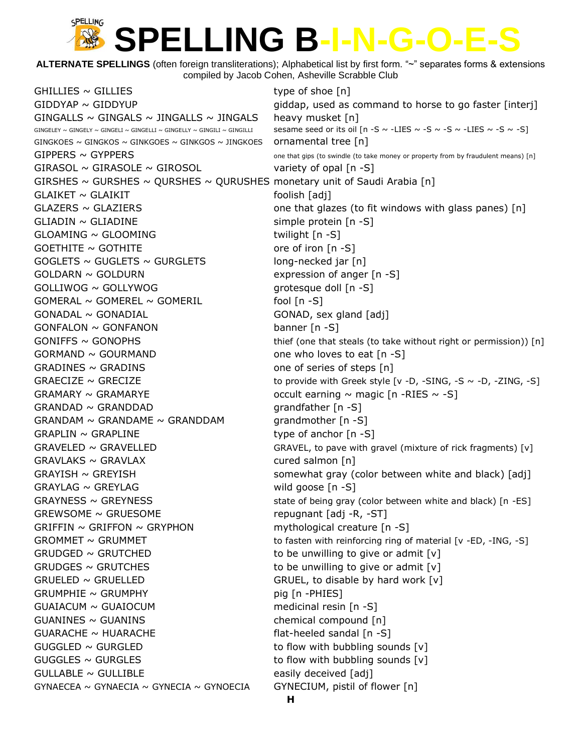# SPELLING B-I-N-G-O-E-S

**ALTERNATE SPELLINGS** (often foreign transliterations); Alphabetical list by first form. "~" separates forms & extensions
compiled by Jacob Cohen, Asheville Scrabble Club

| | |
|---|---|
| GHILLIES ~ GILLIES | type of shoe [n] |
| GIDDYAP ~ GIDDYUP | giddap, used as command to horse to go faster [interj] |
| GINGALLS ~ GINGALS ~ JINGALLS ~ JINGALS | heavy musket [n] |
| GINGELEY ~ GINGELY ~ GINGELI ~ GINGELLI ~ GINGELLY ~ GINGILI ~ GINGILLI | sesame seed or its oil [n -S ~ -LIES ~ -S ~ -S ~ -LIES ~ -S ~ -S] |
| GINGKOES ~ GINGKOS ~ GINKGOES ~ GINKGOS ~ JINGKOES | ornamental tree [n] |
| GIPPERS ~ GYPPERS | one that gips (to swindle (to take money or property from by fraudulent means) [n] |
| GIRASOL ~ GIRASOLE ~ GIROSOL | variety of opal [n -S] |
| GIRSHES ~ GURSHES ~ QURSHES ~ QURUSHES | monetary unit of Saudi Arabia [n] |
| GLAIKET ~ GLAIKIT | foolish [adj] |
| GLAZERS ~ GLAZIERS | one that glazes (to fit windows with glass panes) [n] |
| GLIADIN ~ GLIADINE | simple protein [n -S] |
| GLOAMING ~ GLOOMING | twilight [n -S] |
| GOETHITE ~ GOTHITE | ore of iron [n -S] |
| GOGLETS ~ GUGLETS ~ GURGLETS | long-necked jar [n] |
| GOLDARN ~ GOLDURN | expression of anger [n -S] |
| GOLLIWOG ~ GOLLYWOG | grotesque doll [n -S] |
| GOMERAL ~ GOMEREL ~ GOMERIL | fool [n -S] |
| GONADAL ~ GONADIAL | GONAD, sex gland [adj] |
| GONFALON ~ GONFANON | banner [n -S] |
| GONIFFS ~ GONOPHS | thief (one that steals (to take without right or permission)) [n] |
| GORMAND ~ GOURMAND | one who loves to eat [n -S] |
| GRADINES ~ GRADINS | one of series of steps [n] |
| GRAECIZE ~ GRECIZE | to provide with Greek style [v -D, -SING, -S ~ -D, -ZING, -S] |
| GRAMARY ~ GRAMARYE | occult earning ~ magic [n -RIES ~ -S] |
| GRANDAD ~ GRANDDAD | grandfather [n -S] |
| GRANDAM ~ GRANDAME ~ GRANDDAM | grandmother [n -S] |
| GRAPLIN ~ GRAPLINE | type of anchor [n -S] |
| GRAVELED ~ GRAVELLED | GRAVEL, to pave with gravel (mixture of rick fragments) [v] |
| GRAVLAKS ~ GRAVLAX | cured salmon [n] |
| GRAYISH ~ GREYISH | somewhat gray (color between white and black) [adj] |
| GRAYLAG ~ GREYLAG | wild goose [n -S] |
| GRAYNESS ~ GREYNESS | state of being gray (color between white and black) [n -ES] |
| GREWSOME ~ GRUESOME | repugnant [adj -R, -ST] |
| GRIFFIN ~ GRIFFON ~ GRYPHON | mythological creature [n -S] |
| GROMMET ~ GRUMMET | to fasten with reinforcing ring of material [v -ED, -ING, -S] |
| GRUDGED ~ GRUTCHED | to be unwilling to give or admit [v] |
| GRUDGES ~ GRUTCHES | to be unwilling to give or admit [v] |
| GRUELED ~ GRUELLED | GRUEL, to disable by hard work [v] |
| GRUMPHIE ~ GRUMPHY | pig [n -PHIES] |
| GUAIACUM ~ GUAIOCUM | medicinal resin [n -S] |
| GUANINES ~ GUANINS | chemical compound [n] |
| GUARACHE ~ HUARACHE | flat-heeled sandal [n -S] |
| GUGGLED ~ GURGLED | to flow with bubbling sounds [v] |
| GUGGLES ~ GURGLES | to flow with bubbling sounds [v] |
| GULLABLE ~ GULLIBLE | easily deceived [adj] |
| GYNAECEA ~ GYNAECIA ~ GYNECIA ~ GYNOECIA | GYNECIUM, pistil of flower [n] |

**H**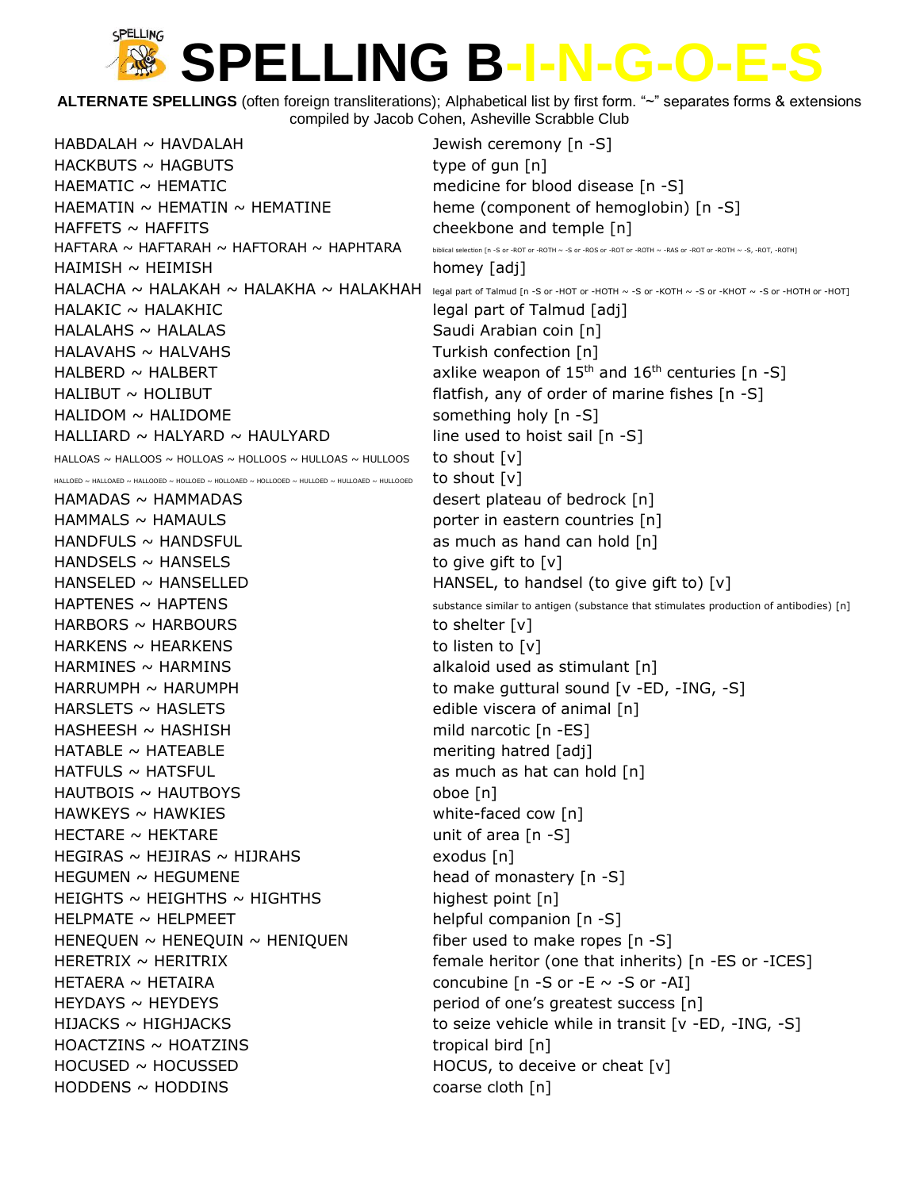# SPELLING B-I-N-G-O-E-S

**ALTERNATE SPELLINGS** (often foreign transliterations); Alphabetical list by first form. "~" separates forms & extensions
compiled by Jacob Cohen, Asheville Scrabble Club

| | |
|---|---|
| HABDALAH ~ HAVDALAH | Jewish ceremony [n -S] |
| HACKBUTS ~ HAGBUTS | type of gun [n] |
| HAEMATIC ~ HEMATIC | medicine for blood disease [n -S] |
| HAEMATIN ~ HEMATIN ~ HEMATINE | heme (component of hemoglobin) [n -S] |
| HAFFETS ~ HAFFITS | cheekbone and temple [n] |
| HAFTARA ~ HAFTARAH ~ HAFTORAH ~ HAPHTARA | biblical selection [n -S or -ROT or -ROTH ~ -S or -ROS or -ROT or -ROTH ~ -RAS or -ROT or -ROTH ~ -S, -ROT, -ROTH] |
| HAIMISH ~ HEIMISH | homey [adj] |
| HALACHA ~ HALAKAH ~ HALAKHA ~ HALAKHAH | legal part of Talmud [n -S or -HOT or -HOTH ~ -S or -KOTH ~ -S or -KHOT ~ -S or -HOTH or -HOT] |
| HALAKIC ~ HALAKHIC | legal part of Talmud [adj] |
| HALALAHS ~ HALALAS | Saudi Arabian coin [n] |
| HALAVAHS ~ HALVAHS | Turkish confection [n] |
| HALBERD ~ HALBERT | axlike weapon of 15th and 16th centuries [n -S] |
| HALIBUT ~ HOLIBUT | flatfish, any of order of marine fishes [n -S] |
| HALIDOM ~ HALIDOME | something holy [n -S] |
| HALLIARD ~ HALYARD ~ HAULYARD | line used to hoist sail [n -S] |
| HALLOAS ~ HALLOOS ~ HOLLOAS ~ HOLLOOS ~ HULLOAS ~ HULLOOS | to shout [v] |
| HALLOED ~ HALLOAED ~ HALLOOED ~ HOLLOED ~ HOLLOAED ~ HOLLOOED ~ HULLOED ~ HULLOAED ~ HULLOOED | to shout [v] |
| HAMADAS ~ HAMMADAS | desert plateau of bedrock [n] |
| HAMMALS ~ HAMAULS | porter in eastern countries [n] |
| HANDFULS ~ HANDSFUL | as much as hand can hold [n] |
| HANDSELS ~ HANSELS | to give gift to [v] |
| HANSELED ~ HANSELLED | HANSEL, to handsel (to give gift to) [v] |
| HAPTENES ~ HAPTENS | substance similar to antigen (substance that stimulates production of antibodies) [n] |
| HARBORS ~ HARBOURS | to shelter [v] |
| HARKENS ~ HEARKENS | to listen to [v] |
| HARMINES ~ HARMINS | alkaloid used as stimulant [n] |
| HARRUMPH ~ HARUMPH | to make guttural sound [v -ED, -ING, -S] |
| HARSLETS ~ HASLETS | edible viscera of animal [n] |
| HASHEESH ~ HASHISH | mild narcotic [n -ES] |
| HATABLE ~ HATEABLE | meriting hatred [adj] |
| HATFULS ~ HATSFUL | as much as hat can hold [n] |
| HAUTBOIS ~ HAUTBOYS | oboe [n] |
| HAWKEYS ~ HAWKIES | white-faced cow [n] |
| HECTARE ~ HEKTARE | unit of area [n -S] |
| HEGIRAS ~ HEJIRAS ~ HIJRAHS | exodus [n] |
| HEGUMEN ~ HEGUMENE | head of monastery [n -S] |
| HEIGHTS ~ HEIGHTHS ~ HIGHTHS | highest point [n] |
| HELPMATE ~ HELPMEET | helpful companion [n -S] |
| HENEQUEN ~ HENEQUIN ~ HENIQUEN | fiber used to make ropes [n -S] |
| HERETRIX ~ HERITRIX | female heritor (one that inherits) [n -ES or -ICES] |
| HETAERA ~ HETAIRA | concubine [n -S or -E ~ -S or -AI] |
| HEYDAYS ~ HEYDEYS | period of one's greatest success [n] |
| HIJACKS ~ HIGHJACKS | to seize vehicle while in transit [v -ED, -ING, -S] |
| HOACTZINS ~ HOATZINS | tropical bird [n] |
| HOCUSED ~ HOCUSSED | HOCUS, to deceive or cheat [v] |
| HODDENS ~ HODDINS | coarse cloth [n] |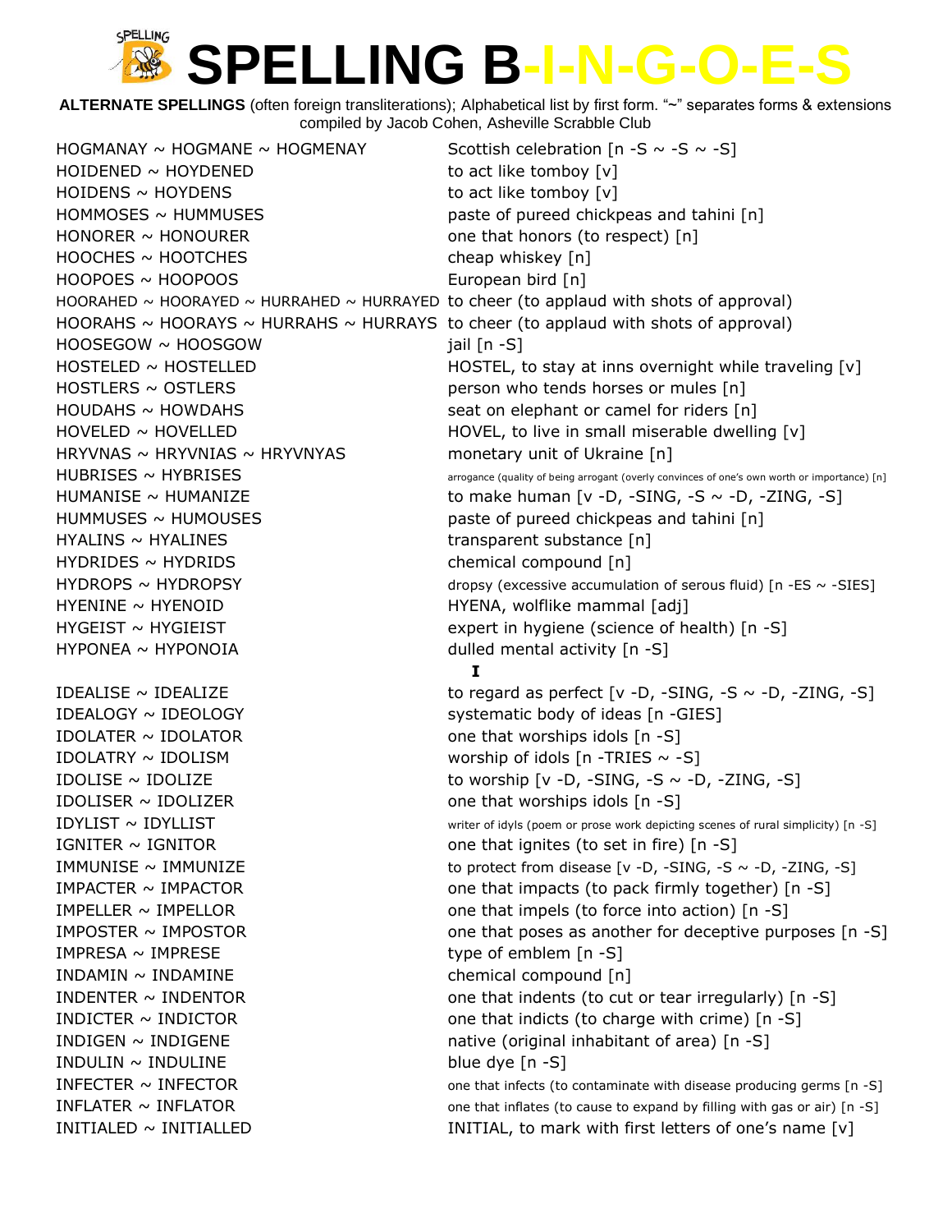# SPELLING B-I-N-G-O-E-S

**ALTERNATE SPELLINGS** (often foreign transliterations); Alphabetical list by first form. "~" separates forms & extensions
compiled by Jacob Cohen, Asheville Scrabble Club

| | |
|---|---|
| HOGMANAY ~ HOGMANE ~ HOGMENAY | Scottish celebration [n -S ~ -S ~ -S] |
| HOIDENED ~ HOYDENED | to act like tomboy [v] |
| HOIDENS ~ HOYDENS | to act like tomboy [v] |
| HOMMOSES ~ HUMMUSES | paste of pureed chickpeas and tahini [n] |
| HONORER ~ HONOURER | one that honors (to respect) [n] |
| HOOCHES ~ HOOTCHES | cheap whiskey [n] |
| HOOPOES ~ HOOPOOS | European bird [n] |
| HOORAHED ~ HOORAYED ~ HURRAHED ~ HURRAYED | to cheer (to applaud with shots of approval) |
| HOORAHS ~ HOORAYS ~ HURRAHS ~ HURRAYS | to cheer (to applaud with shots of approval) |
| HOOSEGOW ~ HOOSGOW | jail [n -S] |
| HOSTELED ~ HOSTELLED | HOSTEL, to stay at inns overnight while traveling [v] |
| HOSTLERS ~ OSTLERS | person who tends horses or mules [n] |
| HOUDAHS ~ HOWDAHS | seat on elephant or camel for riders [n] |
| HOVELED ~ HOVELLED | HOVEL, to live in small miserable dwelling [v] |
| HRYVNAS ~ HRYVNIAS ~ HRYVNYAS | monetary unit of Ukraine [n] |
| HUBRISES ~ HYBRISES | arrogance (quality of being arrogant (overly convinces of one's own worth or importance) [n] |
| HUMANISE ~ HUMANIZE | to make human [v -D, -SING, -S ~ -D, -ZING, -S] |
| HUMMUSES ~ HUMOUSES | paste of pureed chickpeas and tahini [n] |
| HYALINS ~ HYALINES | transparent substance [n] |
| HYDRIDES ~ HYDRIDS | chemical compound [n] |
| HYDROPS ~ HYDROPSY | dropsy (excessive accumulation of serous fluid) [n -ES ~ -SIES] |
| HYENINE ~ HYENOID | HYENA, wolflike mammal [adj] |
| HYGEIST ~ HYGIEIST | expert in hygiene (science of health) [n -S] |
| HYPONEA ~ HYPONOIA | dulled mental activity [n -S] |

**I**

| | |
|---|---|
| IDEALISE ~ IDEALIZE | to regard as perfect [v -D, -SING, -S ~ -D, -ZING, -S] |
| IDEALOGY ~ IDEOLOGY | systematic body of ideas [n -GIES] |
| IDOLATER ~ IDOLATOR | one that worships idols [n -S] |
| IDOLATRY ~ IDOLISM | worship of idols [n -TRIES ~ -S] |
| IDOLISE ~ IDOLIZE | to worship [v -D, -SING, -S ~ -D, -ZING, -S] |
| IDOLISER ~ IDOLIZER | one that worships idols [n -S] |
| IDYLIST ~ IDYLLIST | writer of idyls (poem or prose work depicting scenes of rural simplicity) [n -S] |
| IGNITER ~ IGNITOR | one that ignites (to set in fire) [n -S] |
| IMMUNISE ~ IMMUNIZE | to protect from disease [v -D, -SING, -S ~ -D, -ZING, -S] |
| IMPACTER ~ IMPACTOR | one that impacts (to pack firmly together) [n -S] |
| IMPELLER ~ IMPELLOR | one that impels (to force into action) [n -S] |
| IMPOSTER ~ IMPOSTOR | one that poses as another for deceptive purposes [n -S] |
| IMPRESA ~ IMPRESE | type of emblem [n -S] |
| INDAMIN ~ INDAMINE | chemical compound [n] |
| INDENTER ~ INDENTOR | one that indents (to cut or tear irregularly) [n -S] |
| INDICTER ~ INDICTOR | one that indicts (to charge with crime) [n -S] |
| INDIGEN ~ INDIGENE | native (original inhabitant of area) [n -S] |
| INDULIN ~ INDULINE | blue dye [n -S] |
| INFECTER ~ INFECTOR | one that infects (to contaminate with disease producing germs [n -S] |
| INFLATER ~ INFLATOR | one that inflates (to cause to expand by filling with gas or air) [n -S] |
| INITIALED ~ INITIALLED | INITIAL, to mark with first letters of one's name [v] |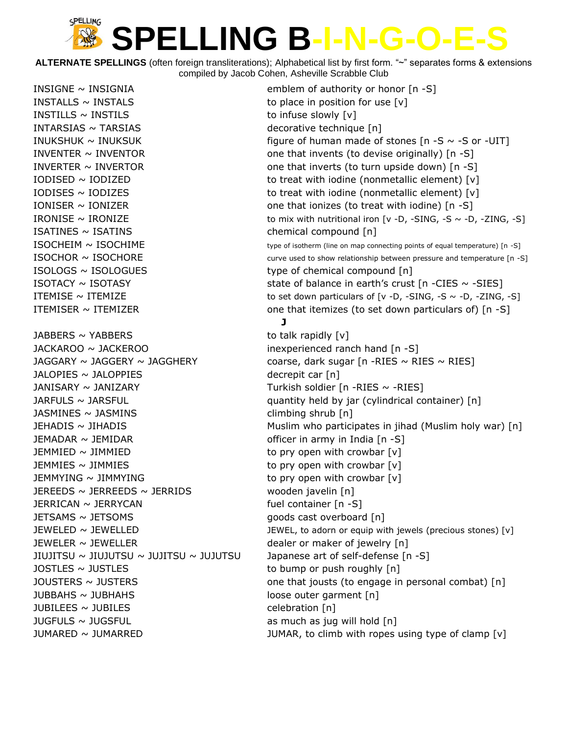# SPELLING B-I-N-G-O-E-S

**ALTERNATE SPELLINGS** (often foreign transliterations); Alphabetical list by first form. "~" separates forms & extensions
compiled by Jacob Cohen, Asheville Scrabble Club

| | |
|---|---|
| INSIGNE ~ INSIGNIA | emblem of authority or honor [n -S] |
| INSTALLS ~ INSTALS | to place in position for use [v] |
| INSTILLS ~ INSTILS | to infuse slowly [v] |
| INTARSIAS ~ TARSIAS | decorative technique [n] |
| INUKSHUK ~ INUKSUK | figure of human made of stones [n -S ~ -S or -UIT] |
| INVENTER ~ INVENTOR | one that invents (to devise originally) [n -S] |
| INVERTER ~ INVERTOR | one that inverts (to turn upside down) [n -S] |
| IODISED ~ IODIZED | to treat with iodine (nonmetallic element) [v] |
| IODISES ~ IODIZES | to treat with iodine (nonmetallic element) [v] |
| IONISER ~ IONIZER | one that ionizes (to treat with iodine) [n -S] |
| IRONISE ~ IRONIZE | to mix with nutritional iron [v -D, -SING, -S ~ -D, -ZING, -S] |
| ISATINES ~ ISATINS | chemical compound [n] |
| ISOCHEIM ~ ISOCHIME | type of isotherm (line on map connecting points of equal temperature) [n -S] |
| ISOCHOR ~ ISOCHORE | curve used to show relationship between pressure and temperature [n -S] |
| ISOLOGS ~ ISOLOGUES | type of chemical compound [n] |
| ISOTACY ~ ISOTASY | state of balance in earth's crust [n -CIES ~ -SIES] |
| ITEMISE ~ ITEMIZE | to set down particulars of [v -D, -SING, -S ~ -D, -ZING, -S] |
| ITEMISER ~ ITEMIZER | one that itemizes (to set down particulars of) [n -S] |

**J**

| | |
|---|---|
| JABBERS ~ YABBERS | to talk rapidly [v] |
| JACKAROO ~ JACKEROO | inexperienced ranch hand [n -S] |
| JAGGARY ~ JAGGERY ~ JAGGHERY | coarse, dark sugar [n -RIES ~ RIES ~ RIES] |
| JALOPIES ~ JALOPPIES | decrepit car [n] |
| JANISARY ~ JANIZARY | Turkish soldier [n -RIES ~ -RIES] |
| JARFULS ~ JARSFUL | quantity held by jar (cylindrical container) [n] |
| JASMINES ~ JASMINS | climbing shrub [n] |
| JEHADIS ~ JIHADIS | Muslim who participates in jihad (Muslim holy war) [n] |
| JEMADAR ~ JEMIDAR | officer in army in India [n -S] |
| JEMMIED ~ JIMMIED | to pry open with crowbar [v] |
| JEMMIES ~ JIMMIES | to pry open with crowbar [v] |
| JEMMYING ~ JIMMYING | to pry open with crowbar [v] |
| JEREEDS ~ JERREEDS ~ JERRIDS | wooden javelin [n] |
| JERRICAN ~ JERRYCAN | fuel container [n -S] |
| JETSAMS ~ JETSOMS | goods cast overboard [n] |
| JEWELED ~ JEWELLED | JEWEL, to adorn or equip with jewels (precious stones) [v] |
| JEWELER ~ JEWELLER | dealer or maker of jewelry [n] |
| JIUJITSU ~ JIUJUTSU ~ JUJITSU ~ JUJUTSU | Japanese art of self-defense [n -S] |
| JOSTLES ~ JUSTLES | to bump or push roughly [n] |
| JOUSTERS ~ JUSTERS | one that jousts (to engage in personal combat) [n] |
| JUBBAHS ~ JUBHAHS | loose outer garment [n] |
| JUBILEES ~ JUBILES | celebration [n] |
| JUGFULS ~ JUGSFUL | as much as jug will hold [n] |
| JUMARED ~ JUMARRED | JUMAR, to climb with ropes using type of clamp [v] |